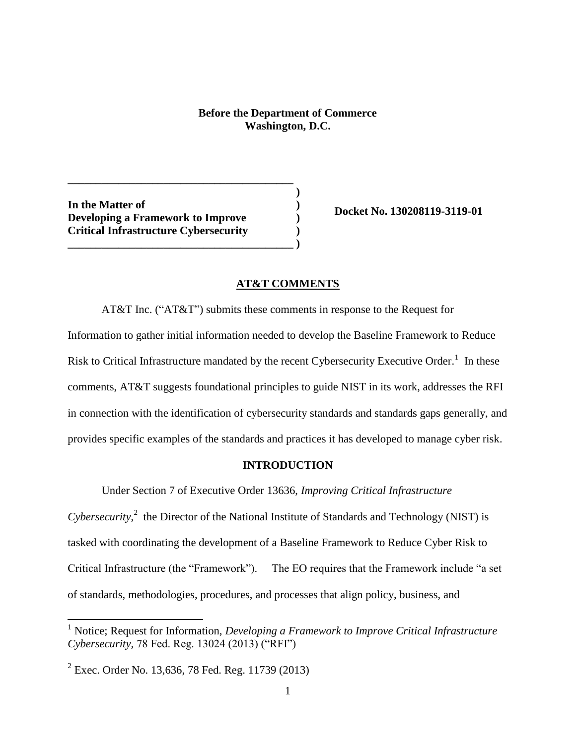**Before the Department of Commerce**
**Washington, D.C.**

| | | |
|---|---|---|
| **In the Matter of** **Developing a Framework to Improve Critical Infrastructure Cybersecurity** | **)** | **Docket No. 130208119-3119-01** |

## AT&T COMMENTS

AT&T Inc. ("AT&T") submits these comments in response to the Request for Information to gather initial information needed to develop the Baseline Framework to Reduce Risk to Critical Infrastructure mandated by the recent Cybersecurity Executive Order.[1] In these comments, AT&T suggests foundational principles to guide NIST in its work, addresses the RFI in connection with the identification of cybersecurity standards and standards gaps generally, and provides specific examples of the standards and practices it has developed to manage cyber risk.

## INTRODUCTION

Under Section 7 of Executive Order 13636, *Improving Critical Infrastructure Cybersecurity*,[2] the Director of the National Institute of Standards and Technology (NIST) is tasked with coordinating the development of a Baseline Framework to Reduce Cyber Risk to Critical Infrastructure (the "Framework"). The EO requires that the Framework include "a set of standards, methodologies, procedures, and processes that align policy, business, and

---

[1] Notice; Request for Information, *Developing a Framework to Improve Critical Infrastructure Cybersecurity*, 78 Fed. Reg. 13024 (2013) ("RFI")

[2] Exec. Order No. 13,636, 78 Fed. Reg. 11739 (2013)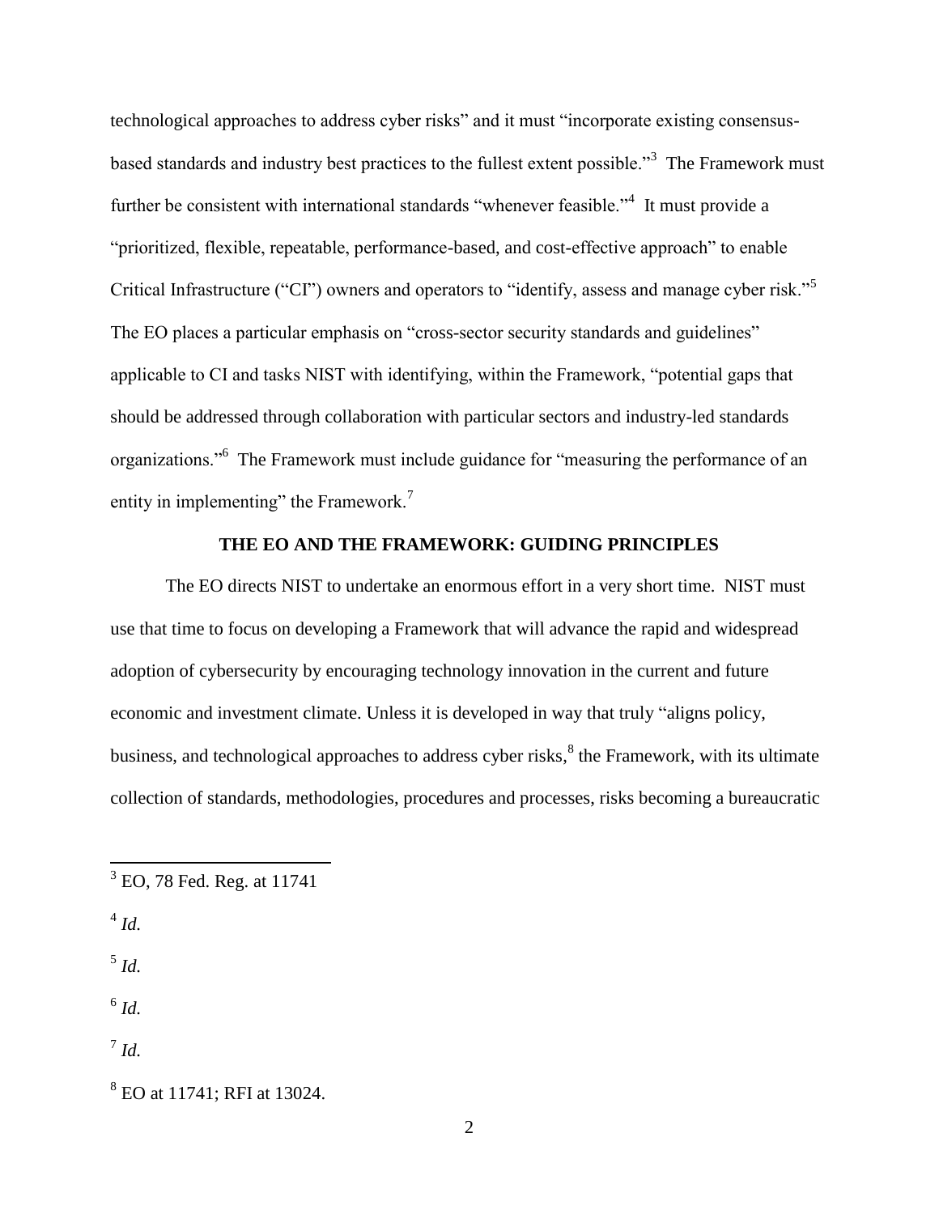technological approaches to address cyber risks" and it must "incorporate existing consensus-based standards and industry best practices to the fullest extent possible."[3] The Framework must further be consistent with international standards "whenever feasible."[4] It must provide a "prioritized, flexible, repeatable, performance-based, and cost-effective approach" to enable Critical Infrastructure ("CI") owners and operators to "identify, assess and manage cyber risk."[5] The EO places a particular emphasis on "cross-sector security standards and guidelines" applicable to CI and tasks NIST with identifying, within the Framework, "potential gaps that should be addressed through collaboration with particular sectors and industry-led standards organizations."[6] The Framework must include guidance for "measuring the performance of an entity in implementing" the Framework.[7]

## THE EO AND THE FRAMEWORK: GUIDING PRINCIPLES

The EO directs NIST to undertake an enormous effort in a very short time. NIST must use that time to focus on developing a Framework that will advance the rapid and widespread adoption of cybersecurity by encouraging technology innovation in the current and future economic and investment climate. Unless it is developed in way that truly "aligns policy, business, and technological approaches to address cyber risks,[8] the Framework, with its ultimate collection of standards, methodologies, procedures and processes, risks becoming a bureaucratic

---

[3] EO, 78 Fed. Reg. at 11741

[4] *Id.*

[5] *Id.*

[6] *Id.*

[7] *Id.*

[8] EO at 11741; RFI at 13024.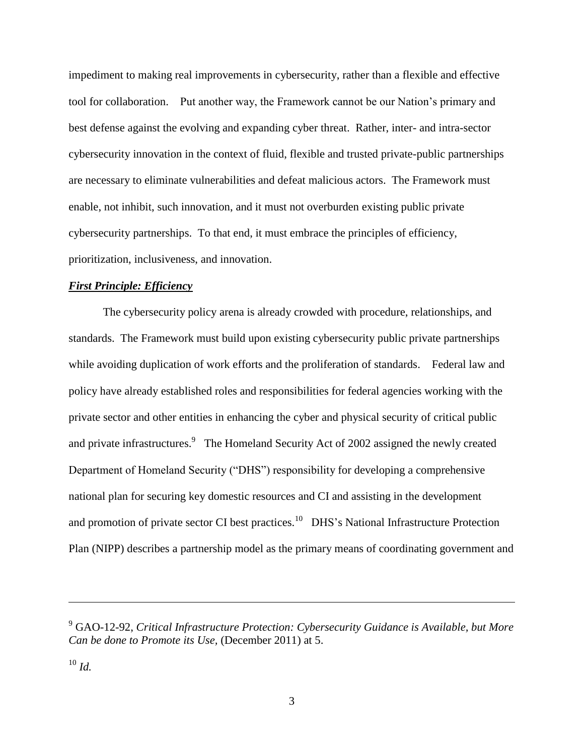impediment to making real improvements in cybersecurity, rather than a flexible and effective tool for collaboration. Put another way, the Framework cannot be our Nation's primary and best defense against the evolving and expanding cyber threat. Rather, inter- and intra-sector cybersecurity innovation in the context of fluid, flexible and trusted private-public partnerships are necessary to eliminate vulnerabilities and defeat malicious actors. The Framework must enable, not inhibit, such innovation, and it must not overburden existing public private cybersecurity partnerships. To that end, it must embrace the principles of efficiency, prioritization, inclusiveness, and innovation.

***First Principle: Efficiency***

The cybersecurity policy arena is already crowded with procedure, relationships, and standards. The Framework must build upon existing cybersecurity public private partnerships while avoiding duplication of work efforts and the proliferation of standards. Federal law and policy have already established roles and responsibilities for federal agencies working with the private sector and other entities in enhancing the cyber and physical security of critical public and private infrastructures.[9] The Homeland Security Act of 2002 assigned the newly created Department of Homeland Security ("DHS") responsibility for developing a comprehensive national plan for securing key domestic resources and CI and assisting in the development and promotion of private sector CI best practices.[10] DHS's National Infrastructure Protection Plan (NIPP) describes a partnership model as the primary means of coordinating government and

---

[9] GAO-12-92, *Critical Infrastructure Protection: Cybersecurity Guidance is Available, but More Can be done to Promote its Use,* (December 2011) at 5.

[10] *Id.*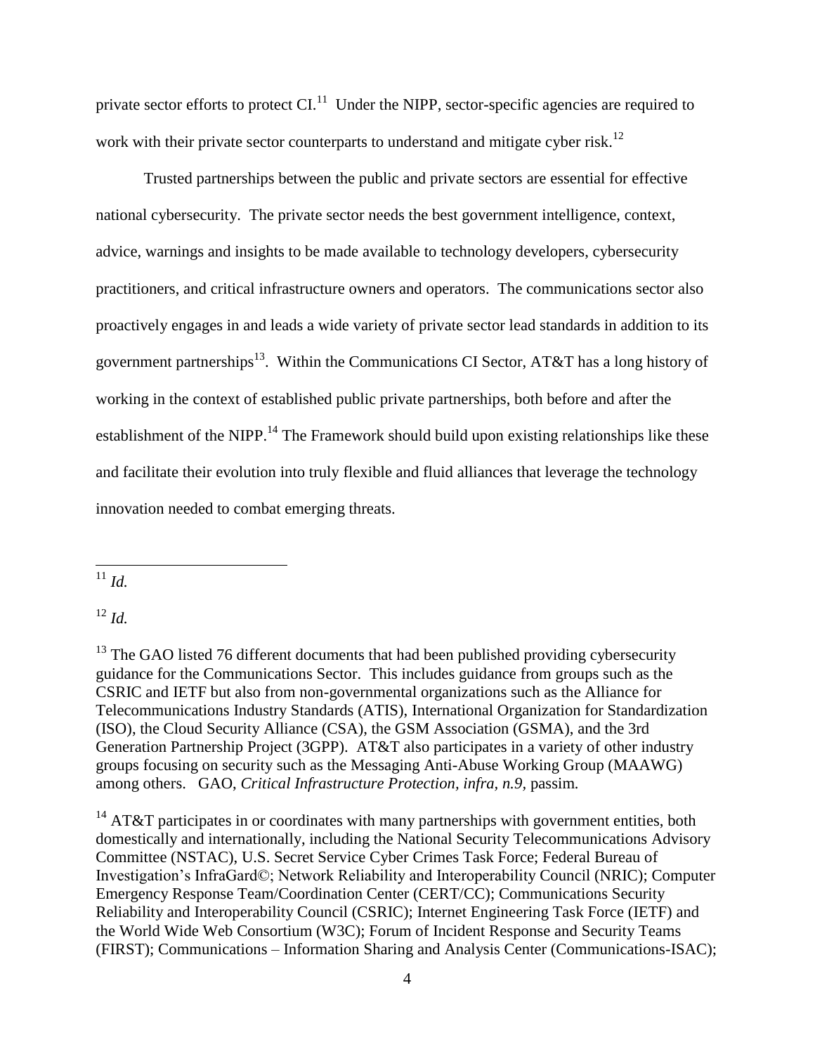private sector efforts to protect CI.[11] Under the NIPP, sector-specific agencies are required to work with their private sector counterparts to understand and mitigate cyber risk.[12]

Trusted partnerships between the public and private sectors are essential for effective national cybersecurity. The private sector needs the best government intelligence, context, advice, warnings and insights to be made available to technology developers, cybersecurity practitioners, and critical infrastructure owners and operators. The communications sector also proactively engages in and leads a wide variety of private sector lead standards in addition to its government partnerships[13]. Within the Communications CI Sector, AT&T has a long history of working in the context of established public private partnerships, both before and after the establishment of the NIPP.[14] The Framework should build upon existing relationships like these and facilitate their evolution into truly flexible and fluid alliances that leverage the technology innovation needed to combat emerging threats.

---

[11] *Id.*

[12] *Id.*

[13] The GAO listed 76 different documents that had been published providing cybersecurity guidance for the Communications Sector. This includes guidance from groups such as the CSRIC and IETF but also from non-governmental organizations such as the Alliance for Telecommunications Industry Standards (ATIS), International Organization for Standardization (ISO), the Cloud Security Alliance (CSA), the GSM Association (GSMA), and the 3rd Generation Partnership Project (3GPP). AT&T also participates in a variety of other industry groups focusing on security such as the Messaging Anti-Abuse Working Group (MAAWG) among others. GAO, *Critical Infrastructure Protection, infra, n.9,* passim*.*

[14] AT&T participates in or coordinates with many partnerships with government entities, both domestically and internationally, including the National Security Telecommunications Advisory Committee (NSTAC), U.S. Secret Service Cyber Crimes Task Force; Federal Bureau of Investigation's InfraGard©; Network Reliability and Interoperability Council (NRIC); Computer Emergency Response Team/Coordination Center (CERT/CC); Communications Security Reliability and Interoperability Council (CSRIC); Internet Engineering Task Force (IETF) and the World Wide Web Consortium (W3C); Forum of Incident Response and Security Teams (FIRST); Communications – Information Sharing and Analysis Center (Communications-ISAC);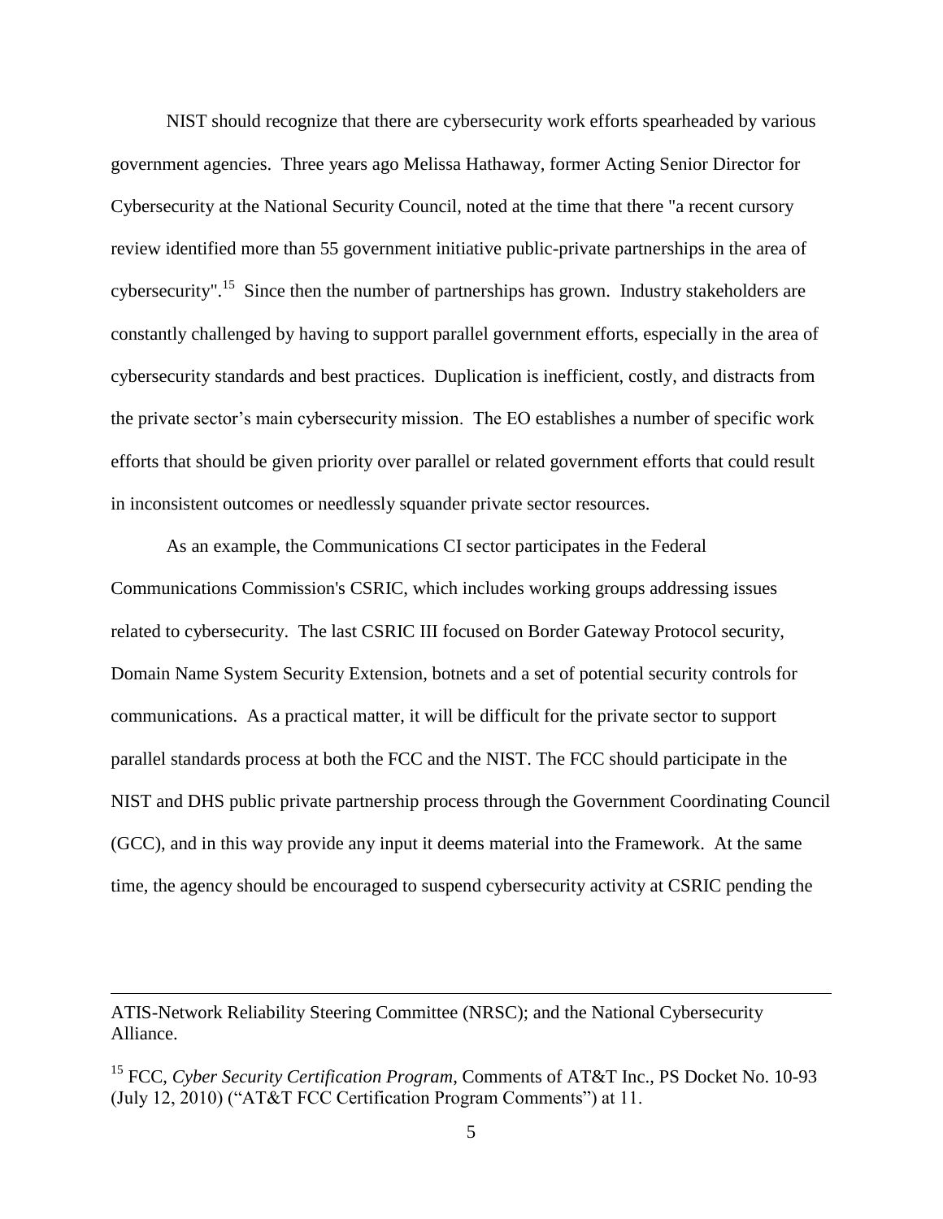NIST should recognize that there are cybersecurity work efforts spearheaded by various government agencies. Three years ago Melissa Hathaway, former Acting Senior Director for Cybersecurity at the National Security Council, noted at the time that there "a recent cursory review identified more than 55 government initiative public-private partnerships in the area of cybersecurity".[15] Since then the number of partnerships has grown. Industry stakeholders are constantly challenged by having to support parallel government efforts, especially in the area of cybersecurity standards and best practices. Duplication is inefficient, costly, and distracts from the private sector's main cybersecurity mission. The EO establishes a number of specific work efforts that should be given priority over parallel or related government efforts that could result in inconsistent outcomes or needlessly squander private sector resources.

As an example, the Communications CI sector participates in the Federal Communications Commission's CSRIC, which includes working groups addressing issues related to cybersecurity. The last CSRIC III focused on Border Gateway Protocol security, Domain Name System Security Extension, botnets and a set of potential security controls for communications. As a practical matter, it will be difficult for the private sector to support parallel standards process at both the FCC and the NIST. The FCC should participate in the NIST and DHS public private partnership process through the Government Coordinating Council (GCC), and in this way provide any input it deems material into the Framework. At the same time, the agency should be encouraged to suspend cybersecurity activity at CSRIC pending the

---

ATIS-Network Reliability Steering Committee (NRSC); and the National Cybersecurity Alliance.

[15] FCC, *Cyber Security Certification Program*, Comments of AT&T Inc., PS Docket No. 10-93 (July 12, 2010) ("AT&T FCC Certification Program Comments") at 11.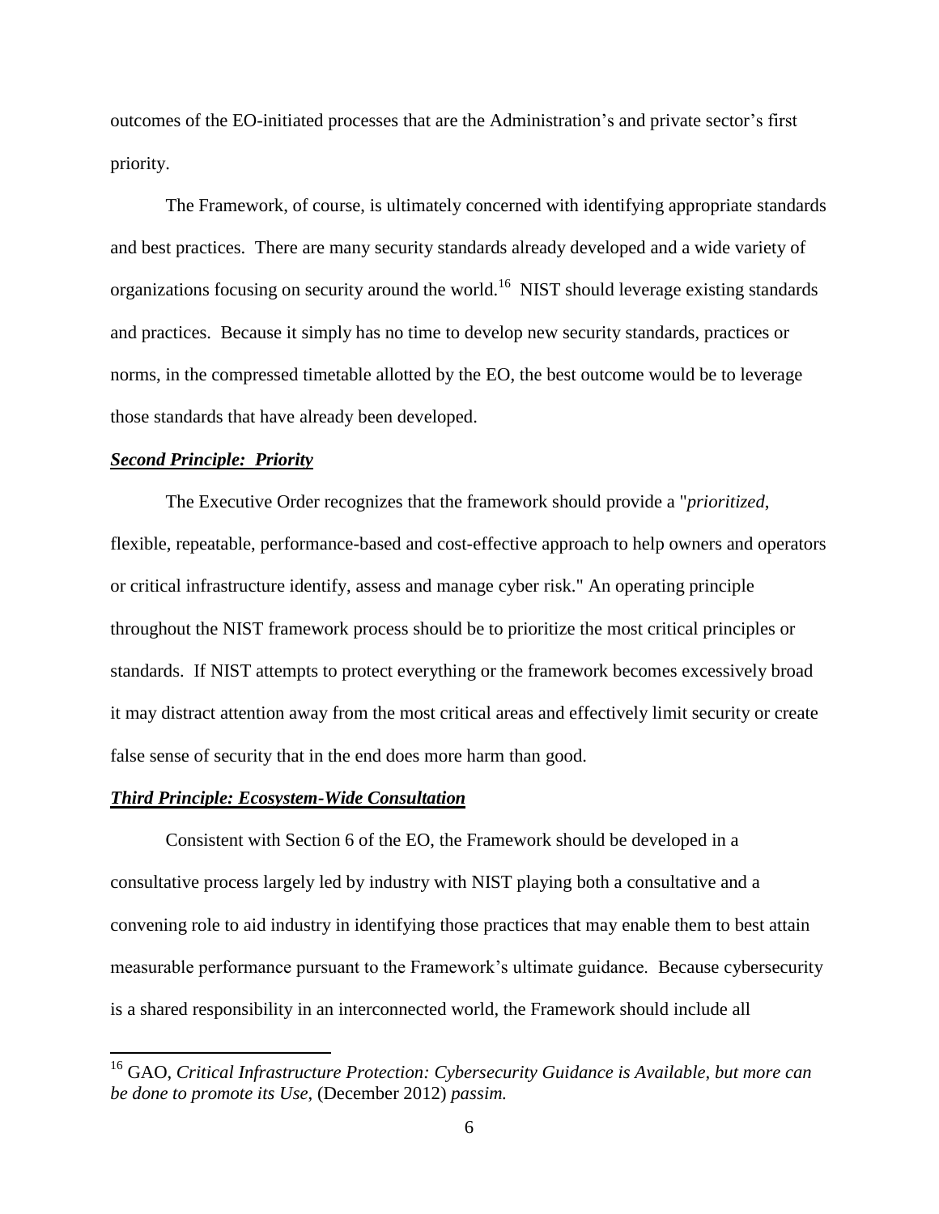outcomes of the EO-initiated processes that are the Administration's and private sector's first priority.

The Framework, of course, is ultimately concerned with identifying appropriate standards and best practices. There are many security standards already developed and a wide variety of organizations focusing on security around the world.[16] NIST should leverage existing standards and practices. Because it simply has no time to develop new security standards, practices or norms, in the compressed timetable allotted by the EO, the best outcome would be to leverage those standards that have already been developed.

***Second Principle: Priority***

The Executive Order recognizes that the framework should provide a "*prioritized*, flexible, repeatable, performance-based and cost-effective approach to help owners and operators or critical infrastructure identify, assess and manage cyber risk." An operating principle throughout the NIST framework process should be to prioritize the most critical principles or standards. If NIST attempts to protect everything or the framework becomes excessively broad it may distract attention away from the most critical areas and effectively limit security or create false sense of security that in the end does more harm than good.

***Third Principle: Ecosystem-Wide Consultation***

Consistent with Section 6 of the EO, the Framework should be developed in a consultative process largely led by industry with NIST playing both a consultative and a convening role to aid industry in identifying those practices that may enable them to best attain measurable performance pursuant to the Framework's ultimate guidance. Because cybersecurity is a shared responsibility in an interconnected world, the Framework should include all

---

[16] GAO, *Critical Infrastructure Protection: Cybersecurity Guidance is Available, but more can be done to promote its Use,* (December 2012) *passim.*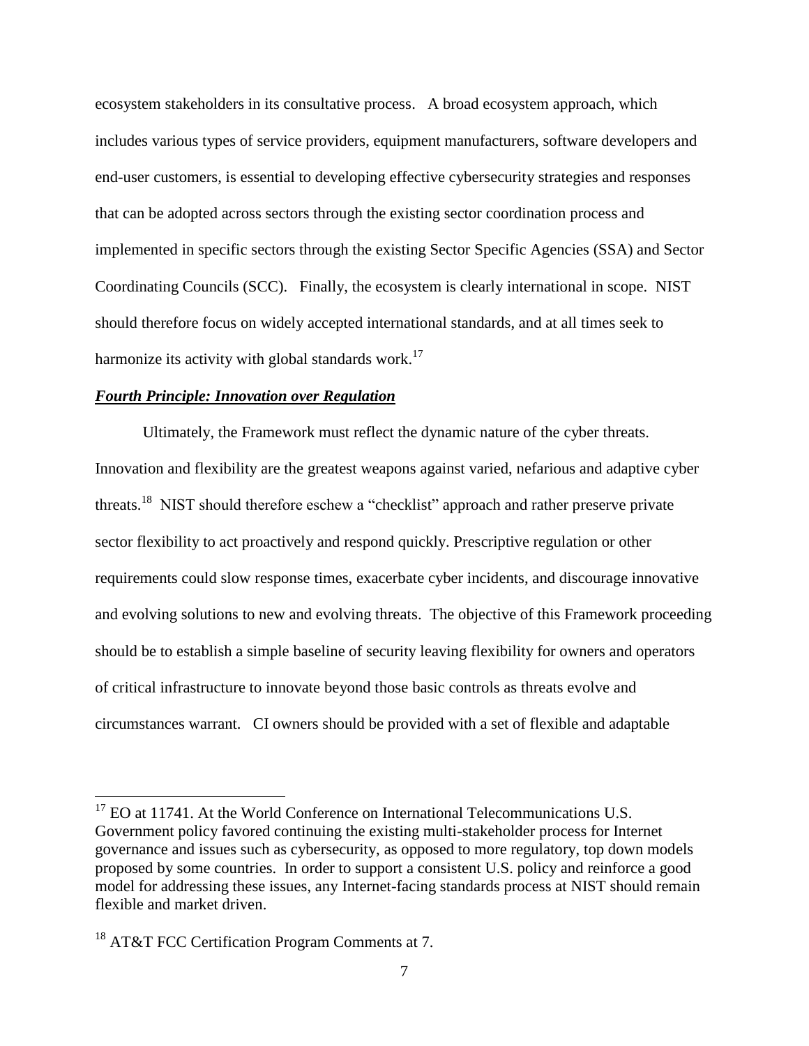ecosystem stakeholders in its consultative process. A broad ecosystem approach, which includes various types of service providers, equipment manufacturers, software developers and end-user customers, is essential to developing effective cybersecurity strategies and responses that can be adopted across sectors through the existing sector coordination process and implemented in specific sectors through the existing Sector Specific Agencies (SSA) and Sector Coordinating Councils (SCC). Finally, the ecosystem is clearly international in scope. NIST should therefore focus on widely accepted international standards, and at all times seek to harmonize its activity with global standards work.[17]

***Fourth Principle: Innovation over Regulation***

Ultimately, the Framework must reflect the dynamic nature of the cyber threats. Innovation and flexibility are the greatest weapons against varied, nefarious and adaptive cyber threats.[18] NIST should therefore eschew a "checklist" approach and rather preserve private sector flexibility to act proactively and respond quickly. Prescriptive regulation or other requirements could slow response times, exacerbate cyber incidents, and discourage innovative and evolving solutions to new and evolving threats. The objective of this Framework proceeding should be to establish a simple baseline of security leaving flexibility for owners and operators of critical infrastructure to innovate beyond those basic controls as threats evolve and circumstances warrant. CI owners should be provided with a set of flexible and adaptable

---

[17] EO at 11741. At the World Conference on International Telecommunications U.S. Government policy favored continuing the existing multi-stakeholder process for Internet governance and issues such as cybersecurity, as opposed to more regulatory, top down models proposed by some countries. In order to support a consistent U.S. policy and reinforce a good model for addressing these issues, any Internet-facing standards process at NIST should remain flexible and market driven.

[18] AT&T FCC Certification Program Comments at 7.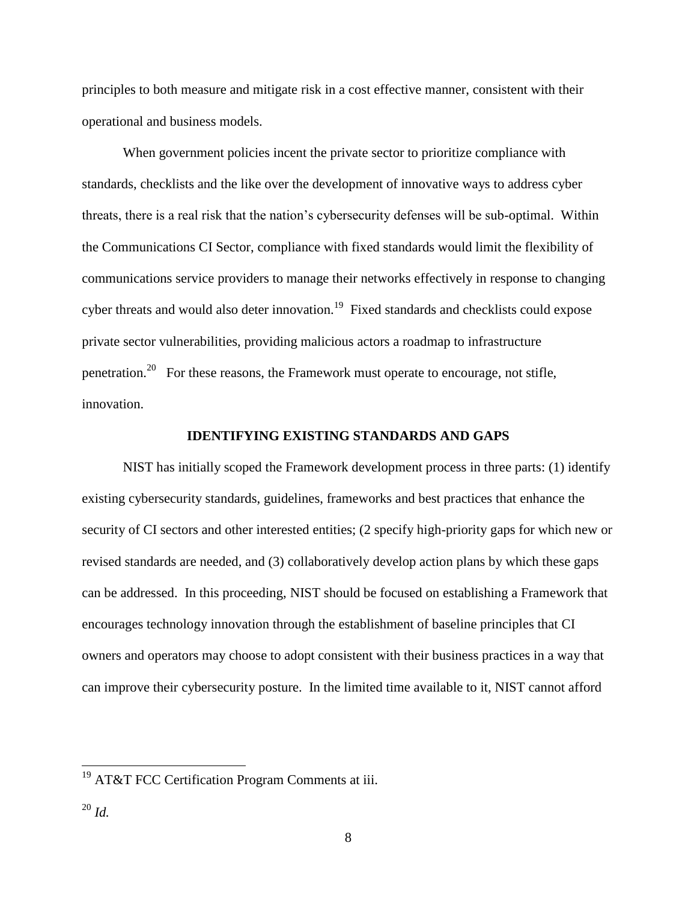principles to both measure and mitigate risk in a cost effective manner, consistent with their operational and business models.

When government policies incent the private sector to prioritize compliance with standards, checklists and the like over the development of innovative ways to address cyber threats, there is a real risk that the nation's cybersecurity defenses will be sub-optimal. Within the Communications CI Sector, compliance with fixed standards would limit the flexibility of communications service providers to manage their networks effectively in response to changing cyber threats and would also deter innovation.[19] Fixed standards and checklists could expose private sector vulnerabilities, providing malicious actors a roadmap to infrastructure penetration.[20] For these reasons, the Framework must operate to encourage, not stifle, innovation.

## IDENTIFYING EXISTING STANDARDS AND GAPS

NIST has initially scoped the Framework development process in three parts: (1) identify existing cybersecurity standards, guidelines, frameworks and best practices that enhance the security of CI sectors and other interested entities; (2 specify high-priority gaps for which new or revised standards are needed, and (3) collaboratively develop action plans by which these gaps can be addressed. In this proceeding, NIST should be focused on establishing a Framework that encourages technology innovation through the establishment of baseline principles that CI owners and operators may choose to adopt consistent with their business practices in a way that can improve their cybersecurity posture. In the limited time available to it, NIST cannot afford

---

[19] AT&T FCC Certification Program Comments at iii.

[20] *Id.*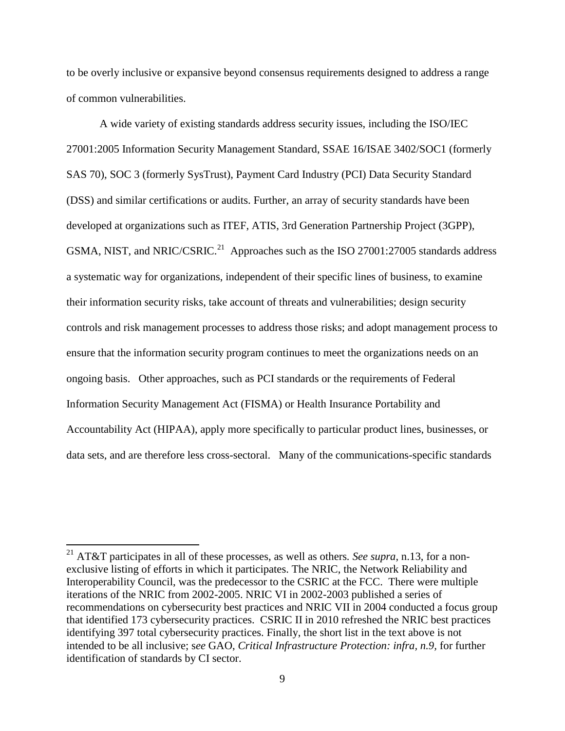to be overly inclusive or expansive beyond consensus requirements designed to address a range of common vulnerabilities.

A wide variety of existing standards address security issues, including the ISO/IEC 27001:2005 Information Security Management Standard, SSAE 16/ISAE 3402/SOC1 (formerly SAS 70), SOC 3 (formerly SysTrust), Payment Card Industry (PCI) Data Security Standard (DSS) and similar certifications or audits. Further, an array of security standards have been developed at organizations such as ITEF, ATIS, 3rd Generation Partnership Project (3GPP), GSMA, NIST, and NRIC/CSRIC.[21] Approaches such as the ISO 27001:27005 standards address a systematic way for organizations, independent of their specific lines of business, to examine their information security risks, take account of threats and vulnerabilities; design security controls and risk management processes to address those risks; and adopt management process to ensure that the information security program continues to meet the organizations needs on an ongoing basis. Other approaches, such as PCI standards or the requirements of Federal Information Security Management Act (FISMA) or Health Insurance Portability and Accountability Act (HIPAA), apply more specifically to particular product lines, businesses, or data sets, and are therefore less cross-sectoral. Many of the communications-specific standards

---

[21] AT&T participates in all of these processes, as well as others. *See supra*, n.13, for a non-exclusive listing of efforts in which it participates. The NRIC, the Network Reliability and Interoperability Council, was the predecessor to the CSRIC at the FCC. There were multiple iterations of the NRIC from 2002-2005. NRIC VI in 2002-2003 published a series of recommendations on cybersecurity best practices and NRIC VII in 2004 conducted a focus group that identified 173 cybersecurity practices. CSRIC II in 2010 refreshed the NRIC best practices identifying 397 total cybersecurity practices. Finally, the short list in the text above is not intended to be all inclusive; s*ee* GAO, *Critical Infrastructure Protection: infra, n.9,* for further identification of standards by CI sector.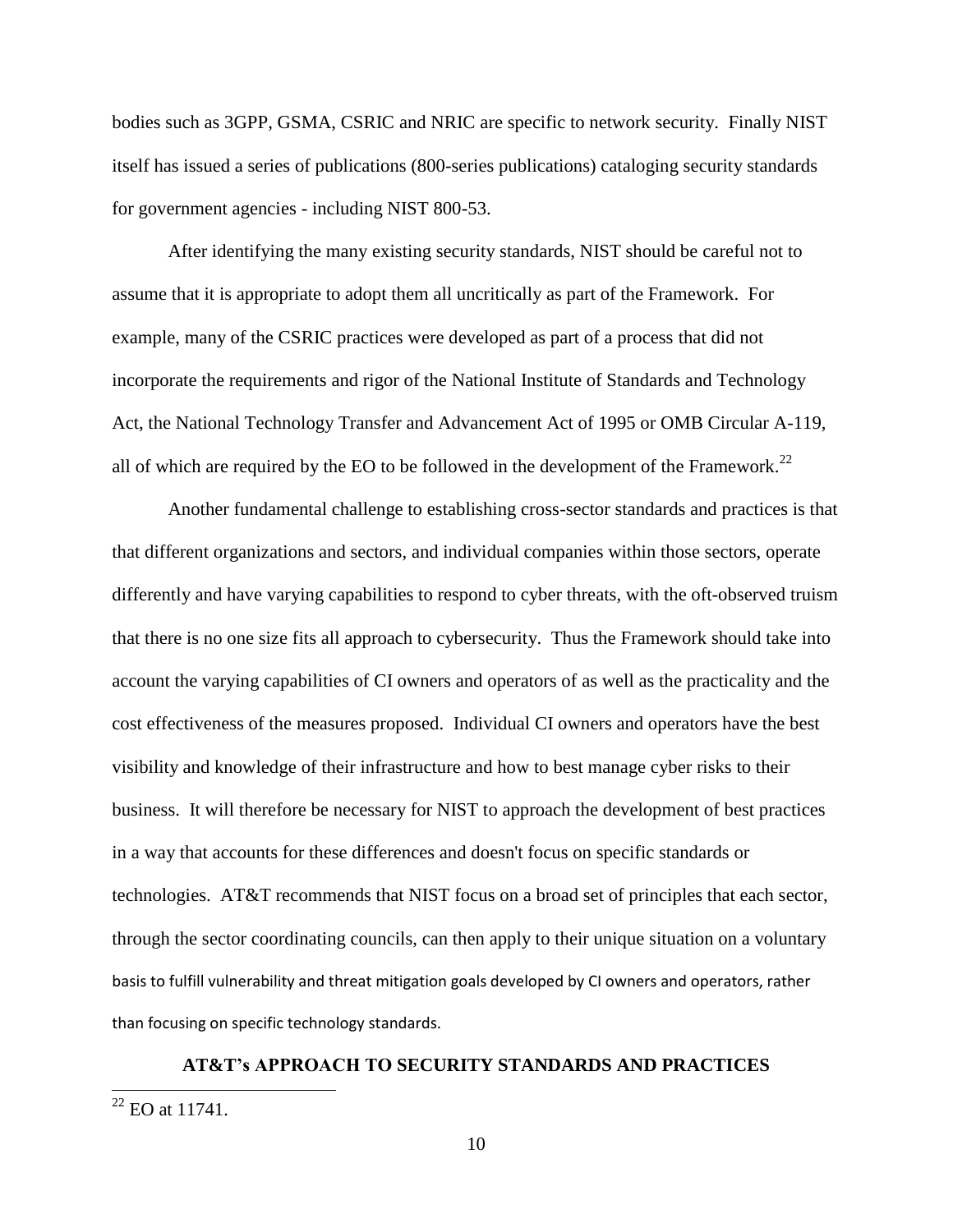bodies such as 3GPP, GSMA, CSRIC and NRIC are specific to network security. Finally NIST itself has issued a series of publications (800-series publications) cataloging security standards for government agencies - including NIST 800-53.

After identifying the many existing security standards, NIST should be careful not to assume that it is appropriate to adopt them all uncritically as part of the Framework. For example, many of the CSRIC practices were developed as part of a process that did not incorporate the requirements and rigor of the National Institute of Standards and Technology Act, the National Technology Transfer and Advancement Act of 1995 or OMB Circular A-119, all of which are required by the EO to be followed in the development of the Framework.[22]

Another fundamental challenge to establishing cross-sector standards and practices is that that different organizations and sectors, and individual companies within those sectors, operate differently and have varying capabilities to respond to cyber threats, with the oft-observed truism that there is no one size fits all approach to cybersecurity. Thus the Framework should take into account the varying capabilities of CI owners and operators of as well as the practicality and the cost effectiveness of the measures proposed. Individual CI owners and operators have the best visibility and knowledge of their infrastructure and how to best manage cyber risks to their business. It will therefore be necessary for NIST to approach the development of best practices in a way that accounts for these differences and doesn't focus on specific standards or technologies. AT&T recommends that NIST focus on a broad set of principles that each sector, through the sector coordinating councils, can then apply to their unique situation on a voluntary basis to fulfill vulnerability and threat mitigation goals developed by CI owners and operators, rather than focusing on specific technology standards.

## AT&T's APPROACH TO SECURITY STANDARDS AND PRACTICES

[22] EO at 11741.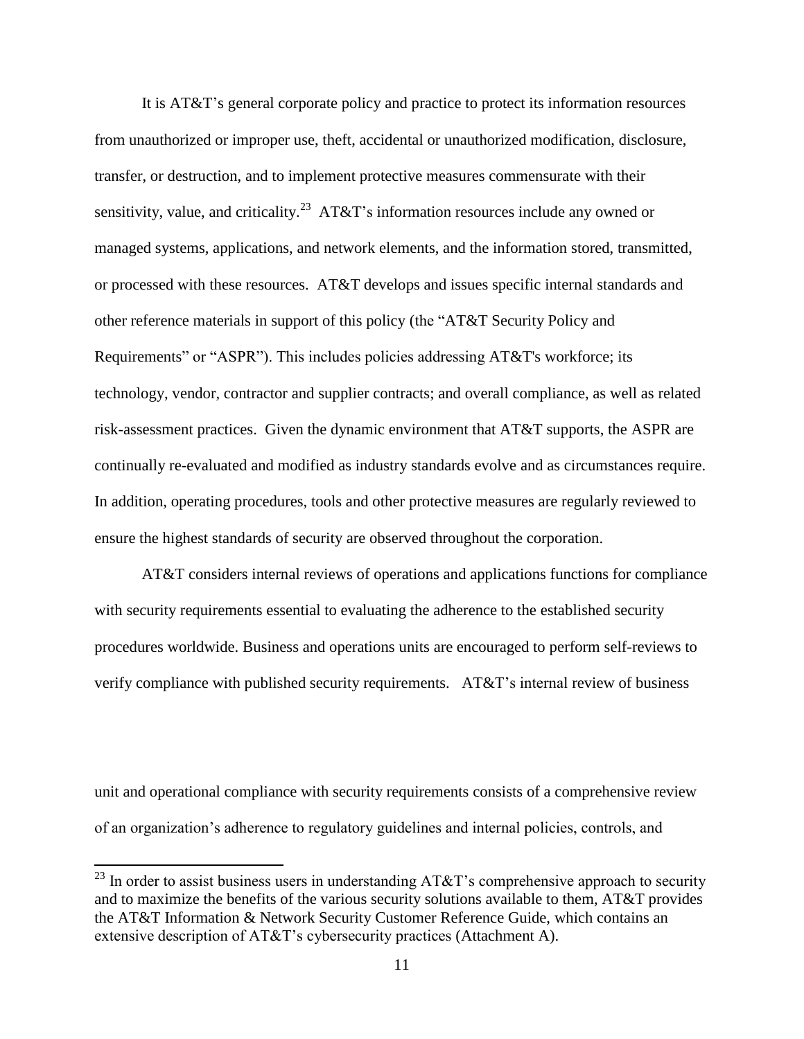It is AT&T's general corporate policy and practice to protect its information resources from unauthorized or improper use, theft, accidental or unauthorized modification, disclosure, transfer, or destruction, and to implement protective measures commensurate with their sensitivity, value, and criticality.[23] AT&T's information resources include any owned or managed systems, applications, and network elements, and the information stored, transmitted, or processed with these resources. AT&T develops and issues specific internal standards and other reference materials in support of this policy (the "AT&T Security Policy and Requirements" or "ASPR"). This includes policies addressing AT&T's workforce; its technology, vendor, contractor and supplier contracts; and overall compliance, as well as related risk-assessment practices. Given the dynamic environment that AT&T supports, the ASPR are continually re-evaluated and modified as industry standards evolve and as circumstances require. In addition, operating procedures, tools and other protective measures are regularly reviewed to ensure the highest standards of security are observed throughout the corporation.

AT&T considers internal reviews of operations and applications functions for compliance with security requirements essential to evaluating the adherence to the established security procedures worldwide. Business and operations units are encouraged to perform self-reviews to verify compliance with published security requirements. AT&T's internal review of business unit and operational compliance with security requirements consists of a comprehensive review of an organization's adherence to regulatory guidelines and internal policies, controls, and

[23] In order to assist business users in understanding AT&T's comprehensive approach to security and to maximize the benefits of the various security solutions available to them, AT&T provides the AT&T Information & Network Security Customer Reference Guide, which contains an extensive description of AT&T's cybersecurity practices (Attachment A).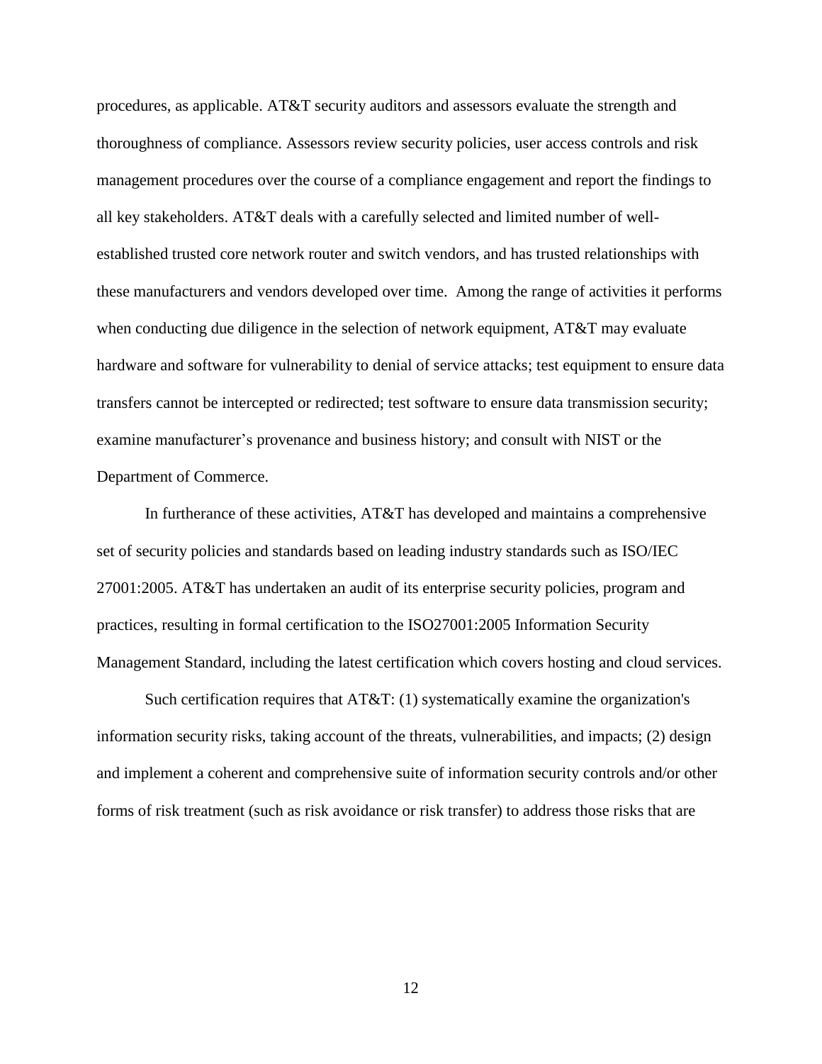procedures, as applicable. AT&T security auditors and assessors evaluate the strength and thoroughness of compliance. Assessors review security policies, user access controls and risk management procedures over the course of a compliance engagement and report the findings to all key stakeholders. AT&T deals with a carefully selected and limited number of well-established trusted core network router and switch vendors, and has trusted relationships with these manufacturers and vendors developed over time. Among the range of activities it performs when conducting due diligence in the selection of network equipment, AT&T may evaluate hardware and software for vulnerability to denial of service attacks; test equipment to ensure data transfers cannot be intercepted or redirected; test software to ensure data transmission security; examine manufacturer's provenance and business history; and consult with NIST or the Department of Commerce.

In furtherance of these activities, AT&T has developed and maintains a comprehensive set of security policies and standards based on leading industry standards such as ISO/IEC 27001:2005. AT&T has undertaken an audit of its enterprise security policies, program and practices, resulting in formal certification to the ISO27001:2005 Information Security Management Standard, including the latest certification which covers hosting and cloud services.

Such certification requires that AT&T: (1) systematically examine the organization's information security risks, taking account of the threats, vulnerabilities, and impacts; (2) design and implement a coherent and comprehensive suite of information security controls and/or other forms of risk treatment (such as risk avoidance or risk transfer) to address those risks that are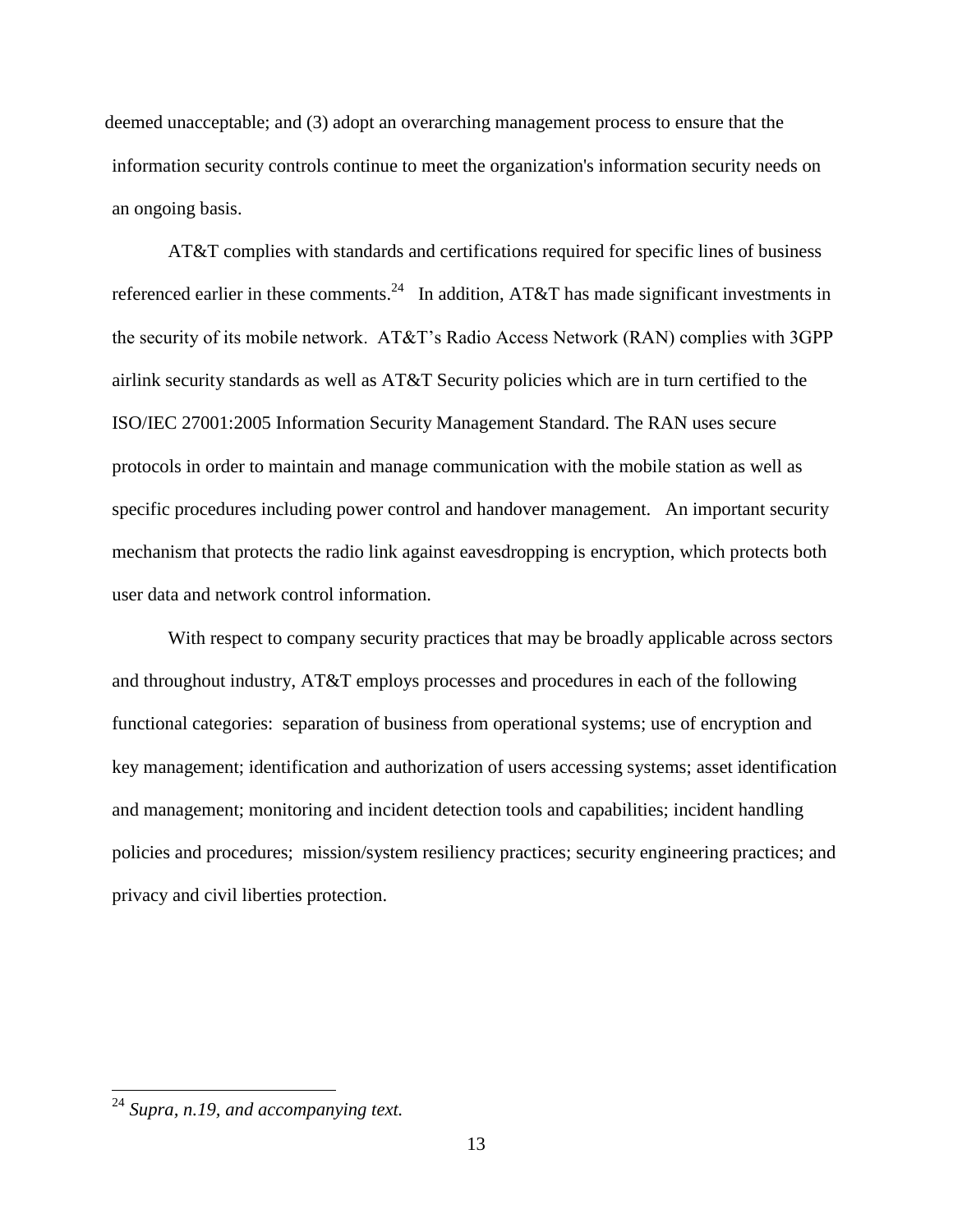deemed unacceptable; and (3) adopt an overarching management process to ensure that the information security controls continue to meet the organization's information security needs on an ongoing basis.

AT&T complies with standards and certifications required for specific lines of business referenced earlier in these comments.[24] In addition, AT&T has made significant investments in the security of its mobile network. AT&T's Radio Access Network (RAN) complies with 3GPP airlink security standards as well as AT&T Security policies which are in turn certified to the ISO/IEC 27001:2005 Information Security Management Standard. The RAN uses secure protocols in order to maintain and manage communication with the mobile station as well as specific procedures including power control and handover management. An important security mechanism that protects the radio link against eavesdropping is encryption, which protects both user data and network control information.

With respect to company security practices that may be broadly applicable across sectors and throughout industry, AT&T employs processes and procedures in each of the following functional categories: separation of business from operational systems; use of encryption and key management; identification and authorization of users accessing systems; asset identification and management; monitoring and incident detection tools and capabilities; incident handling policies and procedures; mission/system resiliency practices; security engineering practices; and privacy and civil liberties protection.

---

[24] *Supra, n.19, and accompanying text.*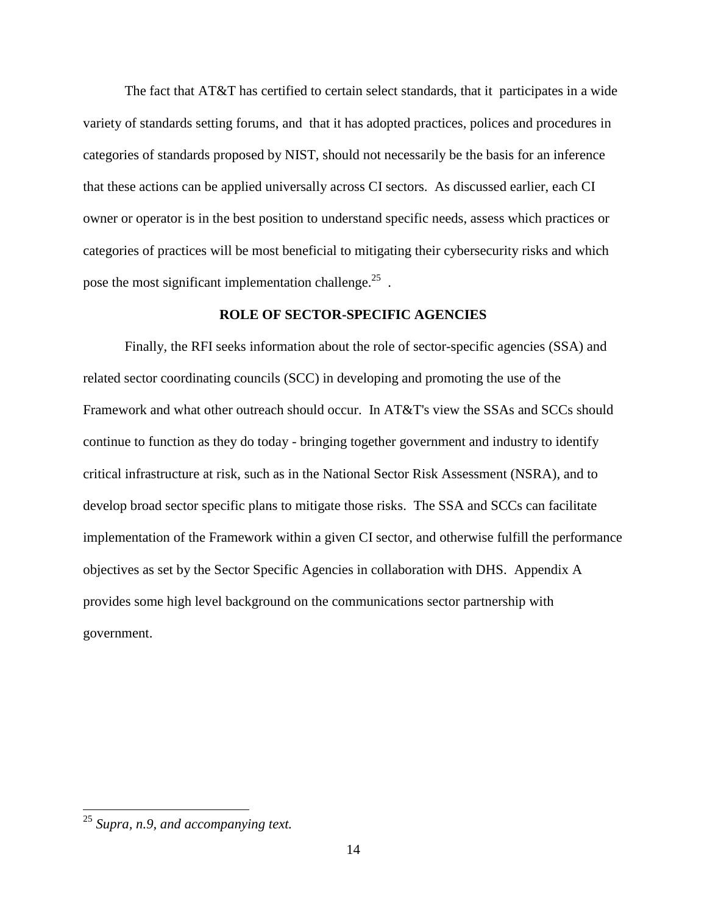The fact that AT&T has certified to certain select standards, that it participates in a wide variety of standards setting forums, and that it has adopted practices, polices and procedures in categories of standards proposed by NIST, should not necessarily be the basis for an inference that these actions can be applied universally across CI sectors. As discussed earlier, each CI owner or operator is in the best position to understand specific needs, assess which practices or categories of practices will be most beneficial to mitigating their cybersecurity risks and which pose the most significant implementation challenge.[25] .

## ROLE OF SECTOR-SPECIFIC AGENCIES

Finally, the RFI seeks information about the role of sector-specific agencies (SSA) and related sector coordinating councils (SCC) in developing and promoting the use of the Framework and what other outreach should occur. In AT&T's view the SSAs and SCCs should continue to function as they do today - bringing together government and industry to identify critical infrastructure at risk, such as in the National Sector Risk Assessment (NSRA), and to develop broad sector specific plans to mitigate those risks. The SSA and SCCs can facilitate implementation of the Framework within a given CI sector, and otherwise fulfill the performance objectives as set by the Sector Specific Agencies in collaboration with DHS. Appendix A provides some high level background on the communications sector partnership with government.

---

[25] *Supra, n.9, and accompanying text.*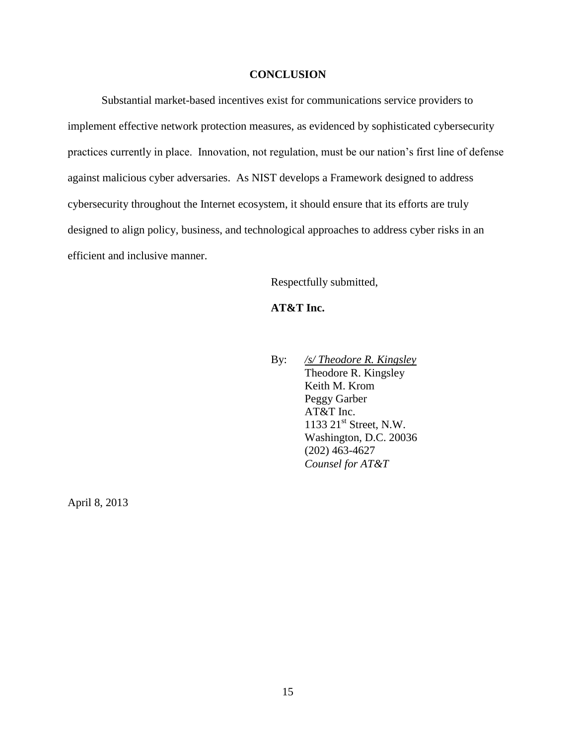## CONCLUSION

Substantial market-based incentives exist for communications service providers to implement effective network protection measures, as evidenced by sophisticated cybersecurity practices currently in place. Innovation, not regulation, must be our nation's first line of defense against malicious cyber adversaries. As NIST develops a Framework designed to address cybersecurity throughout the Internet ecosystem, it should ensure that its efforts are truly designed to align policy, business, and technological approaches to address cyber risks in an efficient and inclusive manner.

Respectfully submitted,

**AT&T Inc.**

By: *<u>/s/ Theodore R. Kingsley</u>*
Theodore R. Kingsley
Keith M. Krom
Peggy Garber
AT&T Inc.
1133 21st Street, N.W.
Washington, D.C. 20036
(202) 463-4627
*Counsel for AT&T*

April 8, 2013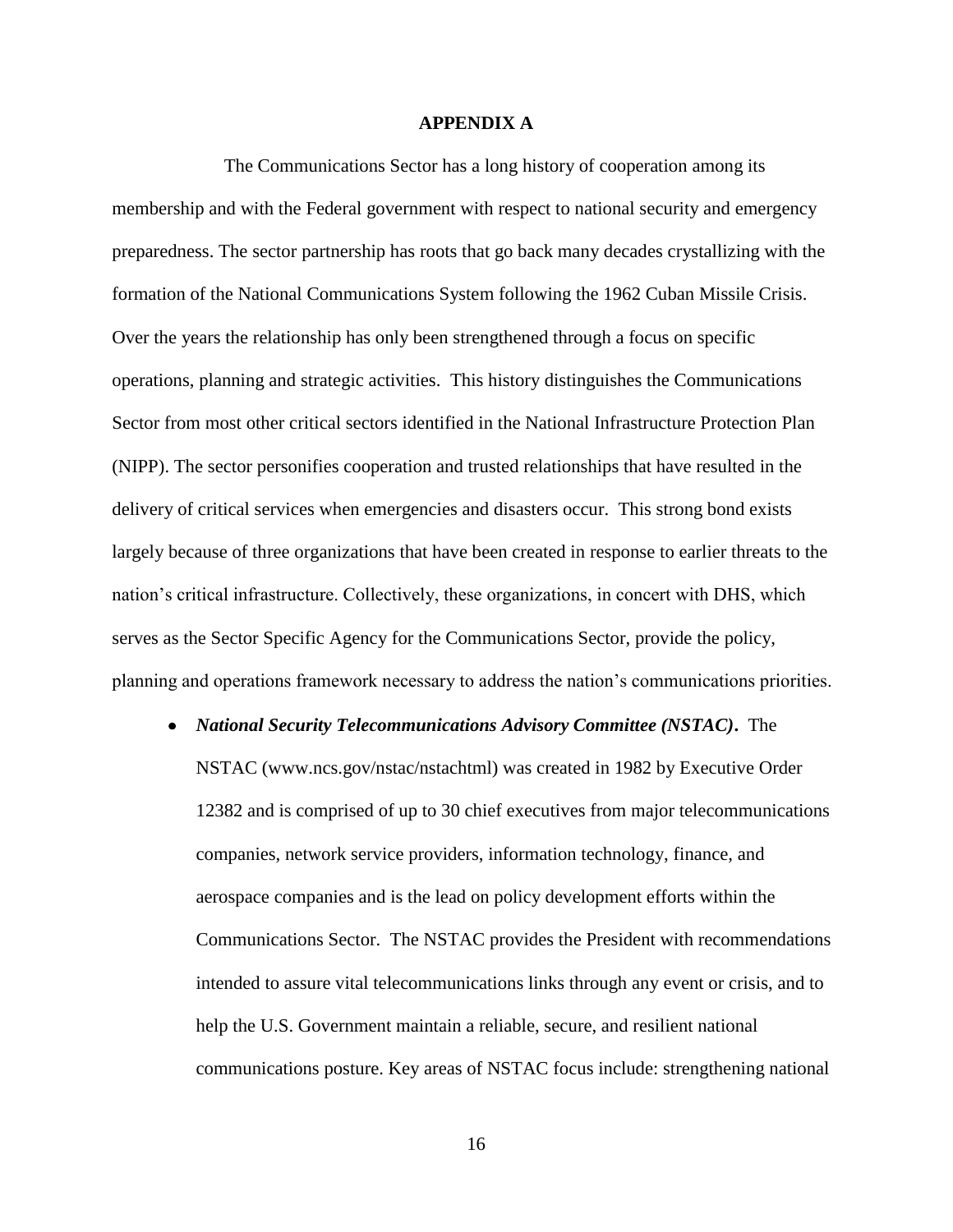## APPENDIX A

The Communications Sector has a long history of cooperation among its membership and with the Federal government with respect to national security and emergency preparedness. The sector partnership has roots that go back many decades crystallizing with the formation of the National Communications System following the 1962 Cuban Missile Crisis. Over the years the relationship has only been strengthened through a focus on specific operations, planning and strategic activities. This history distinguishes the Communications Sector from most other critical sectors identified in the National Infrastructure Protection Plan (NIPP). The sector personifies cooperation and trusted relationships that have resulted in the delivery of critical services when emergencies and disasters occur. This strong bond exists largely because of three organizations that have been created in response to earlier threats to the nation's critical infrastructure. Collectively, these organizations, in concert with DHS, which serves as the Sector Specific Agency for the Communications Sector, provide the policy, planning and operations framework necessary to address the nation's communications priorities.

- ***National Security Telecommunications Advisory Committee (NSTAC)*.** The NSTAC (www.ncs.gov/nstac/nstachtml) was created in 1982 by Executive Order 12382 and is comprised of up to 30 chief executives from major telecommunications companies, network service providers, information technology, finance, and aerospace companies and is the lead on policy development efforts within the Communications Sector. The NSTAC provides the President with recommendations intended to assure vital telecommunications links through any event or crisis, and to help the U.S. Government maintain a reliable, secure, and resilient national communications posture. Key areas of NSTAC focus include: strengthening national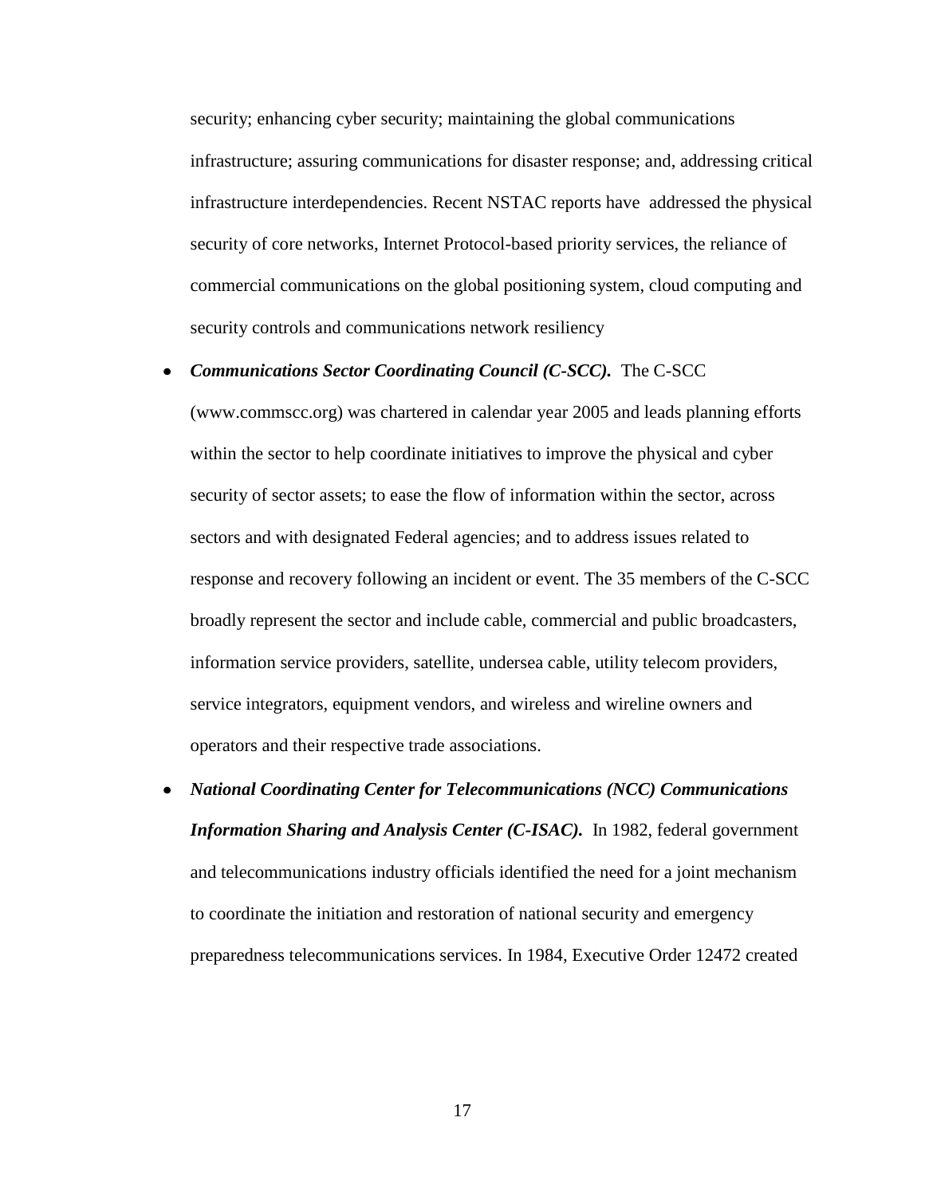security; enhancing cyber security; maintaining the global communications infrastructure; assuring communications for disaster response; and, addressing critical infrastructure interdependencies. Recent NSTAC reports have addressed the physical security of core networks, Internet Protocol-based priority services, the reliance of commercial communications on the global positioning system, cloud computing and security controls and communications network resiliency

- ***Communications Sector Coordinating Council (C-SCC).*** The C-SCC (www.commscc.org) was chartered in calendar year 2005 and leads planning efforts within the sector to help coordinate initiatives to improve the physical and cyber security of sector assets; to ease the flow of information within the sector, across sectors and with designated Federal agencies; and to address issues related to response and recovery following an incident or event. The 35 members of the C-SCC broadly represent the sector and include cable, commercial and public broadcasters, information service providers, satellite, undersea cable, utility telecom providers, service integrators, equipment vendors, and wireless and wireline owners and operators and their respective trade associations.
- ***National Coordinating Center for Telecommunications (NCC) Communications Information Sharing and Analysis Center (C-ISAC).*** In 1982, federal government and telecommunications industry officials identified the need for a joint mechanism to coordinate the initiation and restoration of national security and emergency preparedness telecommunications services. In 1984, Executive Order 12472 created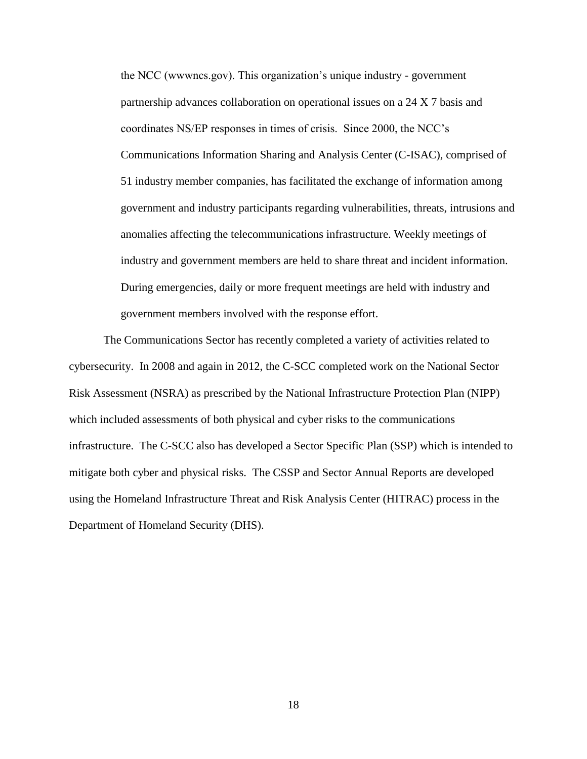> the NCC (wwwncs.gov). This organization's unique industry - government partnership advances collaboration on operational issues on a 24 X 7 basis and coordinates NS/EP responses in times of crisis. Since 2000, the NCC's Communications Information Sharing and Analysis Center (C-ISAC), comprised of 51 industry member companies, has facilitated the exchange of information among government and industry participants regarding vulnerabilities, threats, intrusions and anomalies affecting the telecommunications infrastructure. Weekly meetings of industry and government members are held to share threat and incident information. During emergencies, daily or more frequent meetings are held with industry and government members involved with the response effort.

The Communications Sector has recently completed a variety of activities related to cybersecurity. In 2008 and again in 2012, the C-SCC completed work on the National Sector Risk Assessment (NSRA) as prescribed by the National Infrastructure Protection Plan (NIPP) which included assessments of both physical and cyber risks to the communications infrastructure. The C-SCC also has developed a Sector Specific Plan (SSP) which is intended to mitigate both cyber and physical risks. The CSSP and Sector Annual Reports are developed using the Homeland Infrastructure Threat and Risk Analysis Center (HITRAC) process in the Department of Homeland Security (DHS).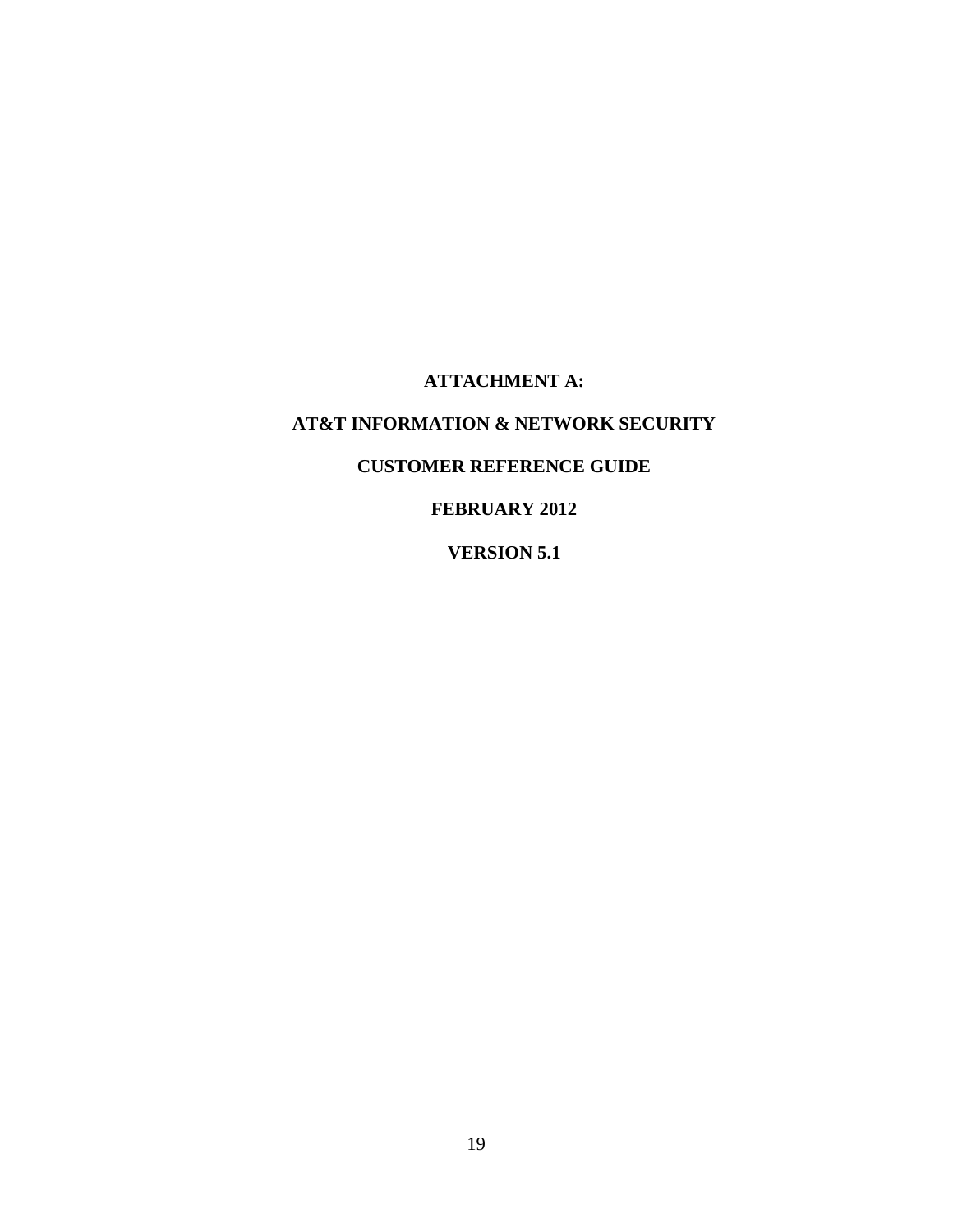**ATTACHMENT A:**

**AT&T INFORMATION & NETWORK SECURITY**

**CUSTOMER REFERENCE GUIDE**

**FEBRUARY 2012**

**VERSION 5.1**